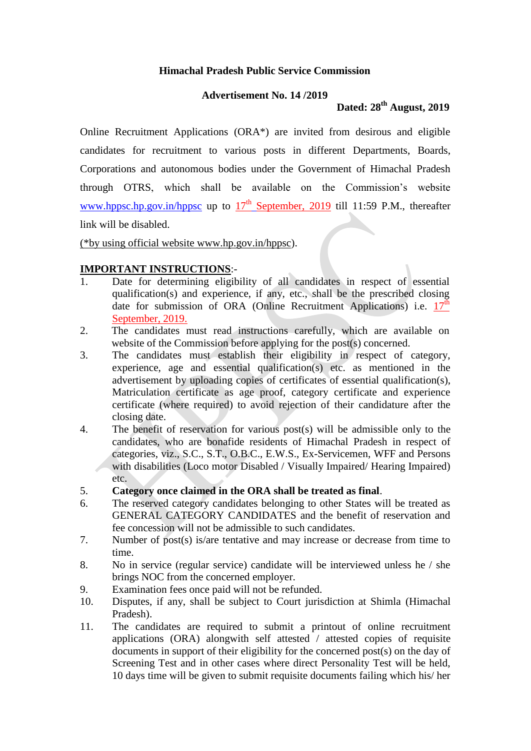# Himachal Pradesh Public Service Commission

## Advertisement No. 14 /2019

**Dated: 28th August, 2019**

Online Recruitment Applications (ORA*) are invited from desirous and eligible candidates for recruitment to various posts in different Departments, Boards, Corporations and autonomous bodies under the Government of Himachal Pradesh through OTRS, which shall be available on the Commission's website www.hppsc.hp.gov.in/hppsc up to 17th September, 2019 till 11:59 P.M., thereafter link will be disabled.

(*by using official website www.hp.gov.in/hppsc).

**IMPORTANT INSTRUCTIONS**:-

1. Date for determining eligibility of all candidates in respect of essential qualification(s) and experience, if any, etc., shall be the prescribed closing date for submission of ORA (Online Recruitment Applications) i.e. 17th September, 2019.
2. The candidates must read instructions carefully, which are available on website of the Commission before applying for the post(s) concerned.
3. The candidates must establish their eligibility in respect of category, experience, age and essential qualification(s) etc. as mentioned in the advertisement by uploading copies of certificates of essential qualification(s), Matriculation certificate as age proof, category certificate and experience certificate (where required) to avoid rejection of their candidature after the closing date.
4. The benefit of reservation for various post(s) will be admissible only to the candidates, who are bonafide residents of Himachal Pradesh in respect of categories, viz., S.C., S.T., O.B.C., E.W.S., Ex-Servicemen, WFF and Persons with disabilities (Loco motor Disabled / Visually Impaired/ Hearing Impaired) etc.
5. **Category once claimed in the ORA shall be treated as final**.
6. The reserved category candidates belonging to other States will be treated as GENERAL CATEGORY CANDIDATES and the benefit of reservation and fee concession will not be admissible to such candidates.
7. Number of post(s) is/are tentative and may increase or decrease from time to time.
8. No in service (regular service) candidate will be interviewed unless he / she brings NOC from the concerned employer.
9. Examination fees once paid will not be refunded.
10. Disputes, if any, shall be subject to Court jurisdiction at Shimla (Himachal Pradesh).
11. The candidates are required to submit a printout of online recruitment applications (ORA) alongwith self attested / attested copies of requisite documents in support of their eligibility for the concerned post(s) on the day of Screening Test and in other cases where direct Personality Test will be held, 10 days time will be given to submit requisite documents failing which his/ her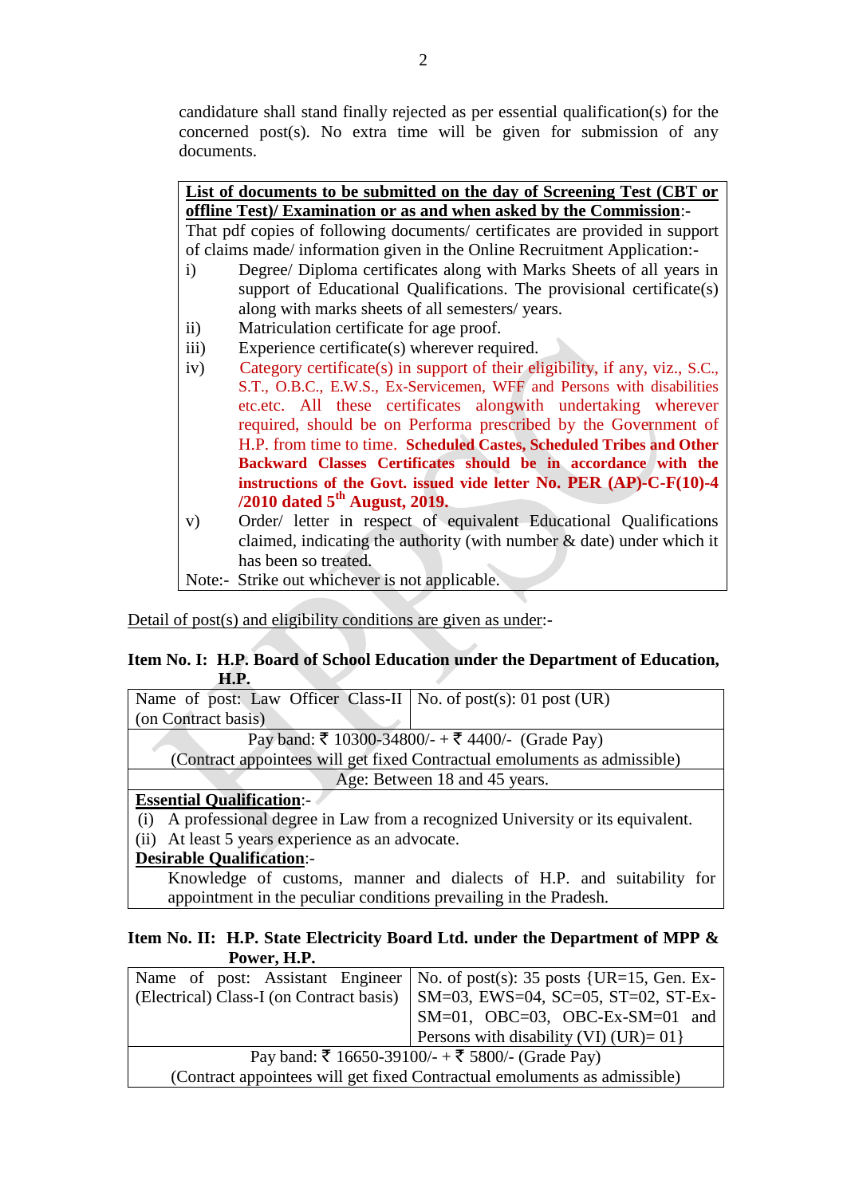candidature shall stand finally rejected as per essential qualification(s) for the concerned post(s). No extra time will be given for submission of any documents.

| **List of documents to be submitted on the day of Screening Test (CBT or offline Test)/ Examination or as and when asked by the Commission**:- |
|---|
| That pdf copies of following documents/ certificates are provided in support of claims made/ information given in the Online Recruitment Application:- <br> i) Degree/ Diploma certificates along with Marks Sheets of all years in support of Educational Qualifications. The provisional certificate(s) along with marks sheets of all semesters/ years. <br> ii) Matriculation certificate for age proof. <br> iii) Experience certificate(s) wherever required. <br> iv) Category certificate(s) in support of their eligibility, if any, viz., S.C., S.T., O.B.C., E.W.S., Ex-Servicemen, WFF and Persons with disabilities etc.etc. All these certificates alongwith undertaking wherever required, should be on Performa prescribed by the Government of H.P. from time to time. **Scheduled Castes, Scheduled Tribes and Other Backward Classes Certificates should be in accordance with the instructions of the Govt. issued vide letter No. PER (AP)-C-F(10)-4 /2010 dated 5th August, 2019.** <br> v) Order/ letter in respect of equivalent Educational Qualifications claimed, indicating the authority (with number & date) under which it has been so treated. <br> Note:- Strike out whichever is not applicable. |

Detail of post(s) and eligibility conditions are given as under:-

**Item No. I: H.P. Board of School Education under the Department of Education, H.P.**

| Name of post: Law Officer Class-II (on Contract basis) | No. of post(s): 01 post (UR) |
|---|---|
| Pay band: ₹ 10300-34800/- + ₹ 4400/- (Grade Pay) <br> (Contract appointees will get fixed Contractual emoluments as admissible) | |
| Age: Between 18 and 45 years. | |
| **Essential Qualification**:- <br> (i) A professional degree in Law from a recognized University or its equivalent. <br> (ii) At least 5 years experience as an advocate. <br> **Desirable Qualification**:- <br> Knowledge of customs, manner and dialects of H.P. and suitability for appointment in the peculiar conditions prevailing in the Pradesh. | |

**Item No. II: H.P. State Electricity Board Ltd. under the Department of MPP & Power, H.P.**

| Name of post: Assistant Engineer (Electrical) Class-I (on Contract basis) | No. of post(s): 35 posts {UR=15, Gen. Ex-SM=03, EWS=04, SC=05, ST=02, ST-Ex-SM=01, OBC=03, OBC-Ex-SM=01 and Persons with disability (VI) (UR)= 01} |
|---|---|
| Pay band: ₹ 16650-39100/- + ₹ 5800/- (Grade Pay) <br> (Contract appointees will get fixed Contractual emoluments as admissible) | |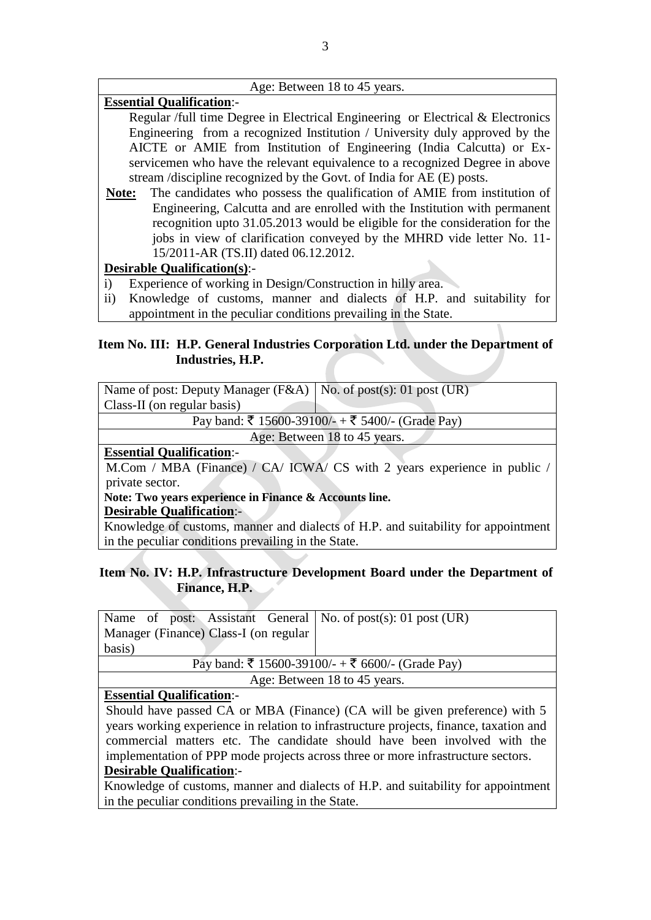Age: Between 18 to 45 years.

**Essential Qualification**:-

Regular /full time Degree in Electrical Engineering or Electrical & Electronics Engineering from a recognized Institution / University duly approved by the AICTE or AMIE from Institution of Engineering (India Calcutta) or Ex-servicemen who have the relevant equivalence to a recognized Degree in above stream /discipline recognized by the Govt. of India for AE (E) posts.

**Note:** The candidates who possess the qualification of AMIE from institution of Engineering, Calcutta and are enrolled with the Institution with permanent recognition upto 31.05.2013 would be eligible for the consideration for the jobs in view of clarification conveyed by the MHRD vide letter No. 11-15/2011-AR (TS.II) dated 06.12.2012.

**Desirable Qualification(s)**:-

i) Experience of working in Design/Construction in hilly area.
ii) Knowledge of customs, manner and dialects of H.P. and suitability for appointment in the peculiar conditions prevailing in the State.

**Item No. III: H.P. General Industries Corporation Ltd. under the Department of Industries, H.P.**

| Name of post: Deputy Manager (F&A) Class-II (on regular basis) | No. of post(s): 01 post (UR) |
|---|---|
| Pay band: ₹ 15600-39100/- + ₹ 5400/- (Grade Pay) | |
| Age: Between 18 to 45 years. | |

**Essential Qualification**:-

M.Com / MBA (Finance) / CA/ ICWA/ CS with 2 years experience in public / private sector.

**Note: Two years experience in Finance & Accounts line.**

**Desirable Qualification**:-

Knowledge of customs, manner and dialects of H.P. and suitability for appointment in the peculiar conditions prevailing in the State.

**Item No. IV: H.P. Infrastructure Development Board under the Department of Finance, H.P.**

| Name of post: Assistant General Manager (Finance) Class-I (on regular basis) | No. of post(s): 01 post (UR) |
|---|---|
| Pay band: ₹ 15600-39100/- + ₹ 6600/- (Grade Pay) | |
| Age: Between 18 to 45 years. | |

**Essential Qualification**:-

Should have passed CA or MBA (Finance) (CA will be given preference) with 5 years working experience in relation to infrastructure projects, finance, taxation and commercial matters etc. The candidate should have been involved with the implementation of PPP mode projects across three or more infrastructure sectors.

**Desirable Qualification**:-

Knowledge of customs, manner and dialects of H.P. and suitability for appointment in the peculiar conditions prevailing in the State.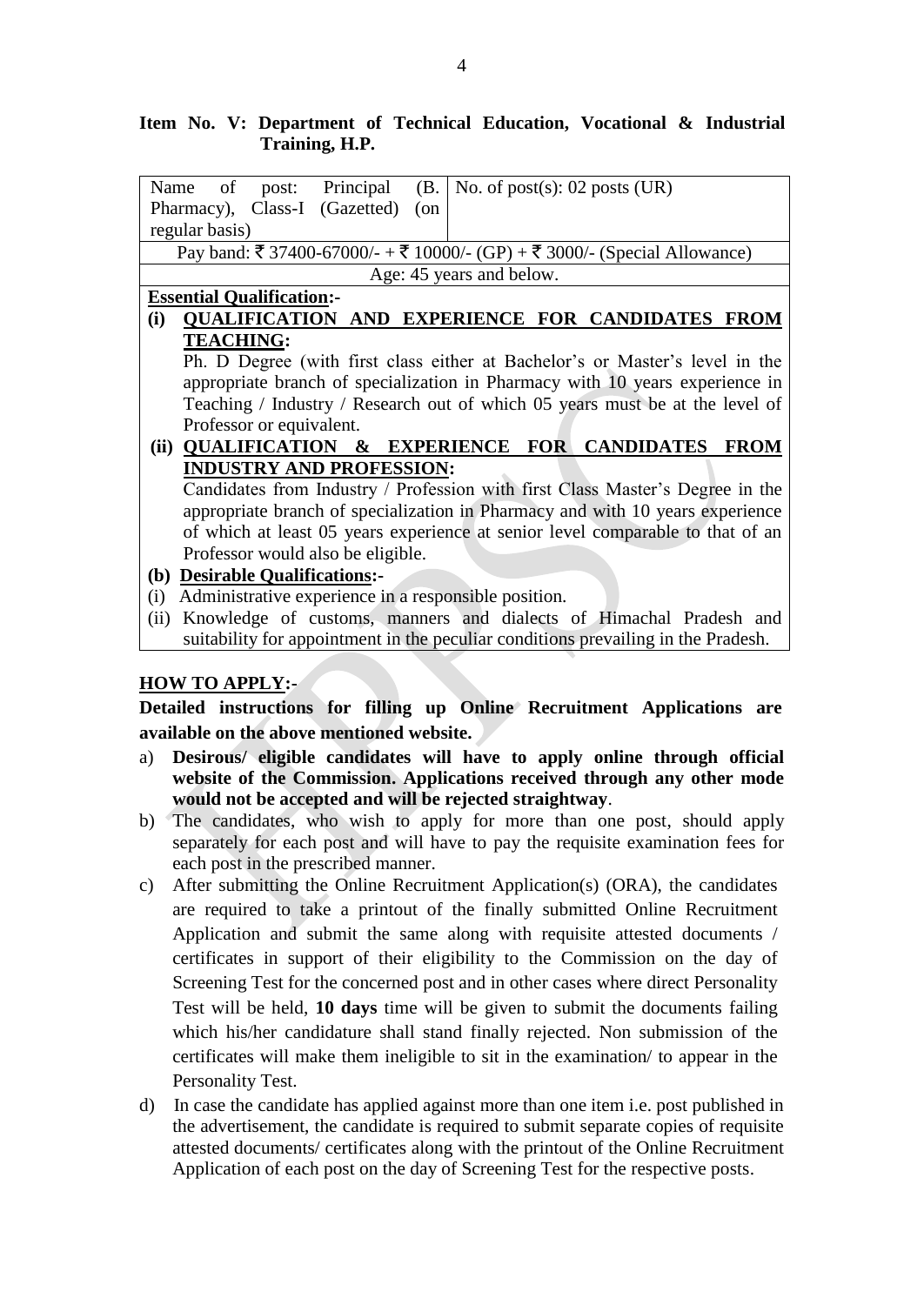**Item No. V: Department of Technical Education, Vocational & Industrial Training, H.P.**

| Name of post: Principal (B. Pharmacy), Class-I (Gazetted) (on regular basis) | No. of post(s): 02 posts (UR) |
|---|---|
| Pay band: ₹ 37400-67000/- + ₹ 10000/- (GP) + ₹ 3000/- (Special Allowance) | |
| Age: 45 years and below. | |

**Essential Qualification:-**

**(i) QUALIFICATION AND EXPERIENCE FOR CANDIDATES FROM TEACHING:**

Ph. D Degree (with first class either at Bachelor's or Master's level in the appropriate branch of specialization in Pharmacy with 10 years experience in Teaching / Industry / Research out of which 05 years must be at the level of Professor or equivalent.

**(ii) QUALIFICATION & EXPERIENCE FOR CANDIDATES FROM INDUSTRY AND PROFESSION:**

Candidates from Industry / Profession with first Class Master's Degree in the appropriate branch of specialization in Pharmacy and with 10 years experience of which at least 05 years experience at senior level comparable to that of an Professor would also be eligible.

**(b) Desirable Qualifications:-**

(i) Administrative experience in a responsible position.

(ii) Knowledge of customs, manners and dialects of Himachal Pradesh and suitability for appointment in the peculiar conditions prevailing in the Pradesh.

**HOW TO APPLY:-**

**Detailed instructions for filling up Online Recruitment Applications are available on the above mentioned website.**

a) **Desirous/ eligible candidates will have to apply online through official website of the Commission. Applications received through any other mode would not be accepted and will be rejected straightway**.

b) The candidates, who wish to apply for more than one post, should apply separately for each post and will have to pay the requisite examination fees for each post in the prescribed manner.

c) After submitting the Online Recruitment Application(s) (ORA), the candidates are required to take a printout of the finally submitted Online Recruitment Application and submit the same along with requisite attested documents / certificates in support of their eligibility to the Commission on the day of Screening Test for the concerned post and in other cases where direct Personality Test will be held, **10 days** time will be given to submit the documents failing which his/her candidature shall stand finally rejected. Non submission of the certificates will make them ineligible to sit in the examination/ to appear in the Personality Test.

d) In case the candidate has applied against more than one item i.e. post published in the advertisement, the candidate is required to submit separate copies of requisite attested documents/ certificates along with the printout of the Online Recruitment Application of each post on the day of Screening Test for the respective posts.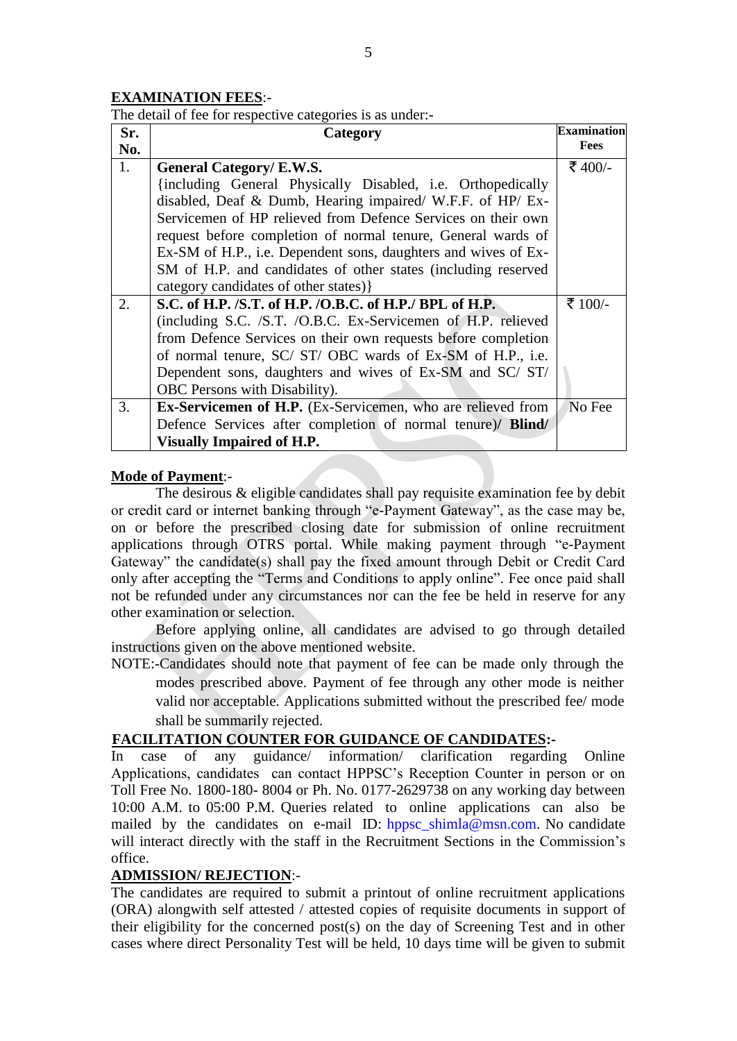**EXAMINATION FEES**:-

The detail of fee for respective categories is as under:-

| Sr. No. | Category | Examination Fees |
|---|---|---|
| 1. | **General Category/ E.W.S.** {including General Physically Disabled, i.e. Orthopedically disabled, Deaf & Dumb, Hearing impaired/ W.F.F. of HP/ Ex-Servicemen of HP relieved from Defence Services on their own request before completion of normal tenure, General wards of Ex-SM of H.P., i.e. Dependent sons, daughters and wives of Ex-SM of H.P. and candidates of other states (including reserved category candidates of other states)} | ₹ 400/- |
| 2. | **S.C. of H.P. /S.T. of H.P. /O.B.C. of H.P./ BPL of H.P.** (including S.C. /S.T. /O.B.C. Ex-Servicemen of H.P. relieved from Defence Services on their own requests before completion of normal tenure, SC/ ST/ OBC wards of Ex-SM of H.P., i.e. Dependent sons, daughters and wives of Ex-SM and SC/ ST/ OBC Persons with Disability). | ₹ 100/- |
| 3. | **Ex-Servicemen of H.P.** (Ex-Servicemen, who are relieved from Defence Services after completion of normal tenure)**/ Blind/ Visually Impaired of H.P.** | No Fee |

**Mode of Payment**:-

The desirous & eligible candidates shall pay requisite examination fee by debit or credit card or internet banking through "e-Payment Gateway", as the case may be, on or before the prescribed closing date for submission of online recruitment applications through OTRS portal. While making payment through "e-Payment Gateway" the candidate(s) shall pay the fixed amount through Debit or Credit Card only after accepting the "Terms and Conditions to apply online". Fee once paid shall not be refunded under any circumstances nor can the fee be held in reserve for any other examination or selection.

Before applying online, all candidates are advised to go through detailed instructions given on the above mentioned website.

NOTE:-Candidates should note that payment of fee can be made only through the modes prescribed above. Payment of fee through any other mode is neither valid nor acceptable. Applications submitted without the prescribed fee/ mode shall be summarily rejected.

**FACILITATION COUNTER FOR GUIDANCE OF CANDIDATES:-**

In case of any guidance/ information/ clarification regarding Online Applications, candidates can contact HPPSC's Reception Counter in person or on Toll Free No. 1800-180- 8004 or Ph. No. 0177-2629738 on any working day between 10:00 A.M. to 05:00 P.M. Queries related to online applications can also be mailed by the candidates on e-mail ID: hppsc_shimla@msn.com. No candidate will interact directly with the staff in the Recruitment Sections in the Commission's office.

**ADMISSION/ REJECTION**:-

The candidates are required to submit a printout of online recruitment applications (ORA) alongwith self attested / attested copies of requisite documents in support of their eligibility for the concerned post(s) on the day of Screening Test and in other cases where direct Personality Test will be held, 10 days time will be given to submit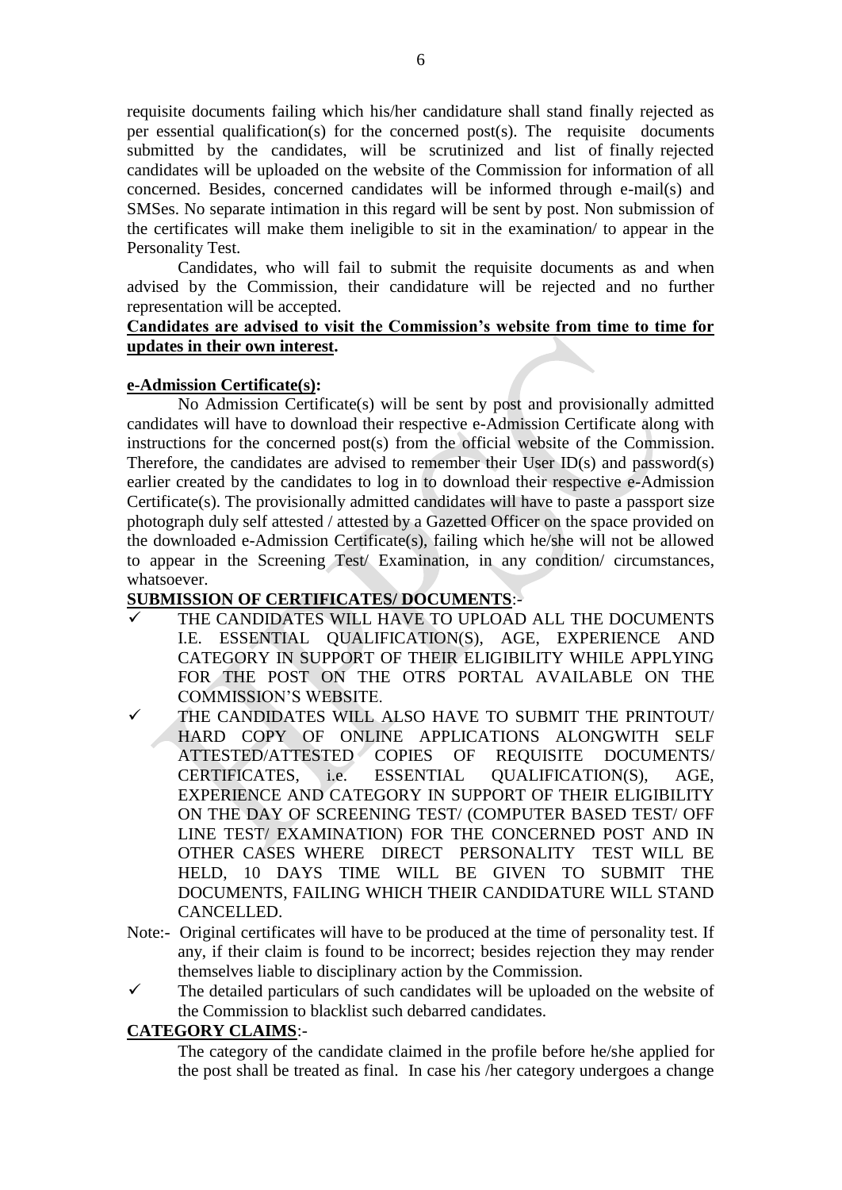requisite documents failing which his/her candidature shall stand finally rejected as per essential qualification(s) for the concerned post(s). The requisite documents submitted by the candidates, will be scrutinized and list of finally rejected candidates will be uploaded on the website of the Commission for information of all concerned. Besides, concerned candidates will be informed through e-mail(s) and SMSes. No separate intimation in this regard will be sent by post. Non submission of the certificates will make them ineligible to sit in the examination/ to appear in the Personality Test.

Candidates, who will fail to submit the requisite documents as and when advised by the Commission, their candidature will be rejected and no further representation will be accepted.

**Candidates are advised to visit the Commission's website from time to time for updates in their own interest.**

**e-Admission Certificate(s):**

No Admission Certificate(s) will be sent by post and provisionally admitted candidates will have to download their respective e-Admission Certificate along with instructions for the concerned post(s) from the official website of the Commission. Therefore, the candidates are advised to remember their User ID(s) and password(s) earlier created by the candidates to log in to download their respective e-Admission Certificate(s). The provisionally admitted candidates will have to paste a passport size photograph duly self attested / attested by a Gazetted Officer on the space provided on the downloaded e-Admission Certificate(s), failing which he/she will not be allowed to appear in the Screening Test/ Examination, in any condition/ circumstances, whatsoever.

**SUBMISSION OF CERTIFICATES/ DOCUMENTS**:-

- ✓ THE CANDIDATES WILL HAVE TO UPLOAD ALL THE DOCUMENTS I.E. ESSENTIAL QUALIFICATION(S), AGE, EXPERIENCE AND CATEGORY IN SUPPORT OF THEIR ELIGIBILITY WHILE APPLYING FOR THE POST ON THE OTRS PORTAL AVAILABLE ON THE COMMISSION'S WEBSITE.
- ✓ THE CANDIDATES WILL ALSO HAVE TO SUBMIT THE PRINTOUT/ HARD COPY OF ONLINE APPLICATIONS ALONGWITH SELF ATTESTED/ATTESTED COPIES OF REQUISITE DOCUMENTS/ CERTIFICATES, i.e. ESSENTIAL QUALIFICATION(S), AGE, EXPERIENCE AND CATEGORY IN SUPPORT OF THEIR ELIGIBILITY ON THE DAY OF SCREENING TEST/ (COMPUTER BASED TEST/ OFF LINE TEST/ EXAMINATION) FOR THE CONCERNED POST AND IN OTHER CASES WHERE DIRECT PERSONALITY TEST WILL BE HELD, 10 DAYS TIME WILL BE GIVEN TO SUBMIT THE DOCUMENTS, FAILING WHICH THEIR CANDIDATURE WILL STAND CANCELLED.

Note:- Original certificates will have to be produced at the time of personality test. If any, if their claim is found to be incorrect; besides rejection they may render themselves liable to disciplinary action by the Commission.

- ✓ The detailed particulars of such candidates will be uploaded on the website of the Commission to blacklist such debarred candidates.

**CATEGORY CLAIMS**:-

The category of the candidate claimed in the profile before he/she applied for the post shall be treated as final. In case his /her category undergoes a change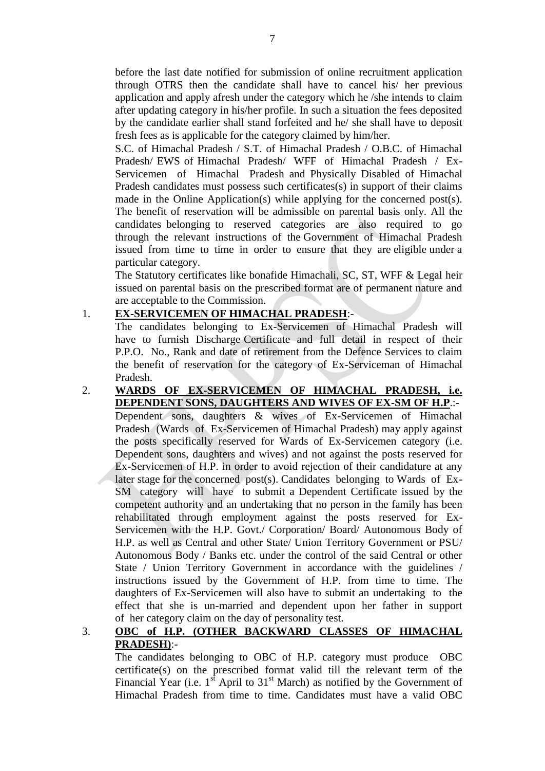before the last date notified for submission of online recruitment application through OTRS then the candidate shall have to cancel his/ her previous application and apply afresh under the category which he /she intends to claim after updating category in his/her profile. In such a situation the fees deposited by the candidate earlier shall stand forfeited and he/ she shall have to deposit fresh fees as is applicable for the category claimed by him/her.

S.C. of Himachal Pradesh / S.T. of Himachal Pradesh / O.B.C. of Himachal Pradesh/ EWS of Himachal Pradesh/ WFF of Himachal Pradesh / Ex-Servicemen of Himachal Pradesh and Physically Disabled of Himachal Pradesh candidates must possess such certificates(s) in support of their claims made in the Online Application(s) while applying for the concerned post(s). The benefit of reservation will be admissible on parental basis only. All the candidates belonging to reserved categories are also required to go through the relevant instructions of the Government of Himachal Pradesh issued from time to time in order to ensure that they are eligible under a particular category.

The Statutory certificates like bonafide Himachali, SC, ST, WFF & Legal heir issued on parental basis on the prescribed format are of permanent nature and are acceptable to the Commission.

1. **EX-SERVICEMEN OF HIMACHAL PRADESH**:-

   The candidates belonging to Ex-Servicemen of Himachal Pradesh will have to furnish Discharge Certificate and full detail in respect of their P.P.O. No., Rank and date of retirement from the Defence Services to claim the benefit of reservation for the category of Ex-Serviceman of Himachal Pradesh.

2. **WARDS OF EX-SERVICEMEN OF HIMACHAL PRADESH, i.e. DEPENDENT SONS, DAUGHTERS AND WIVES OF EX-SM OF H.P**.:-

   Dependent sons, daughters & wives of Ex-Servicemen of Himachal Pradesh (Wards of Ex-Servicemen of Himachal Pradesh) may apply against the posts specifically reserved for Wards of Ex-Servicemen category (i.e. Dependent sons, daughters and wives) and not against the posts reserved for Ex-Servicemen of H.P. in order to avoid rejection of their candidature at any later stage for the concerned post(s). Candidates belonging to Wards of Ex-SM category will have to submit a Dependent Certificate issued by the competent authority and an undertaking that no person in the family has been rehabilitated through employment against the posts reserved for Ex-Servicemen with the H.P. Govt./ Corporation/ Board/ Autonomous Body of H.P. as well as Central and other State/ Union Territory Government or PSU/ Autonomous Body / Banks etc. under the control of the said Central or other State / Union Territory Government in accordance with the guidelines / instructions issued by the Government of H.P. from time to time. The daughters of Ex-Servicemen will also have to submit an undertaking to the effect that she is un-married and dependent upon her father in support of her category claim on the day of personality test.

3. **OBC of H.P. (OTHER BACKWARD CLASSES OF HIMACHAL PRADESH)**:-

   The candidates belonging to OBC of H.P. category must produce OBC certificate(s) on the prescribed format valid till the relevant term of the Financial Year (i.e. 1st April to 31st March) as notified by the Government of Himachal Pradesh from time to time. Candidates must have a valid OBC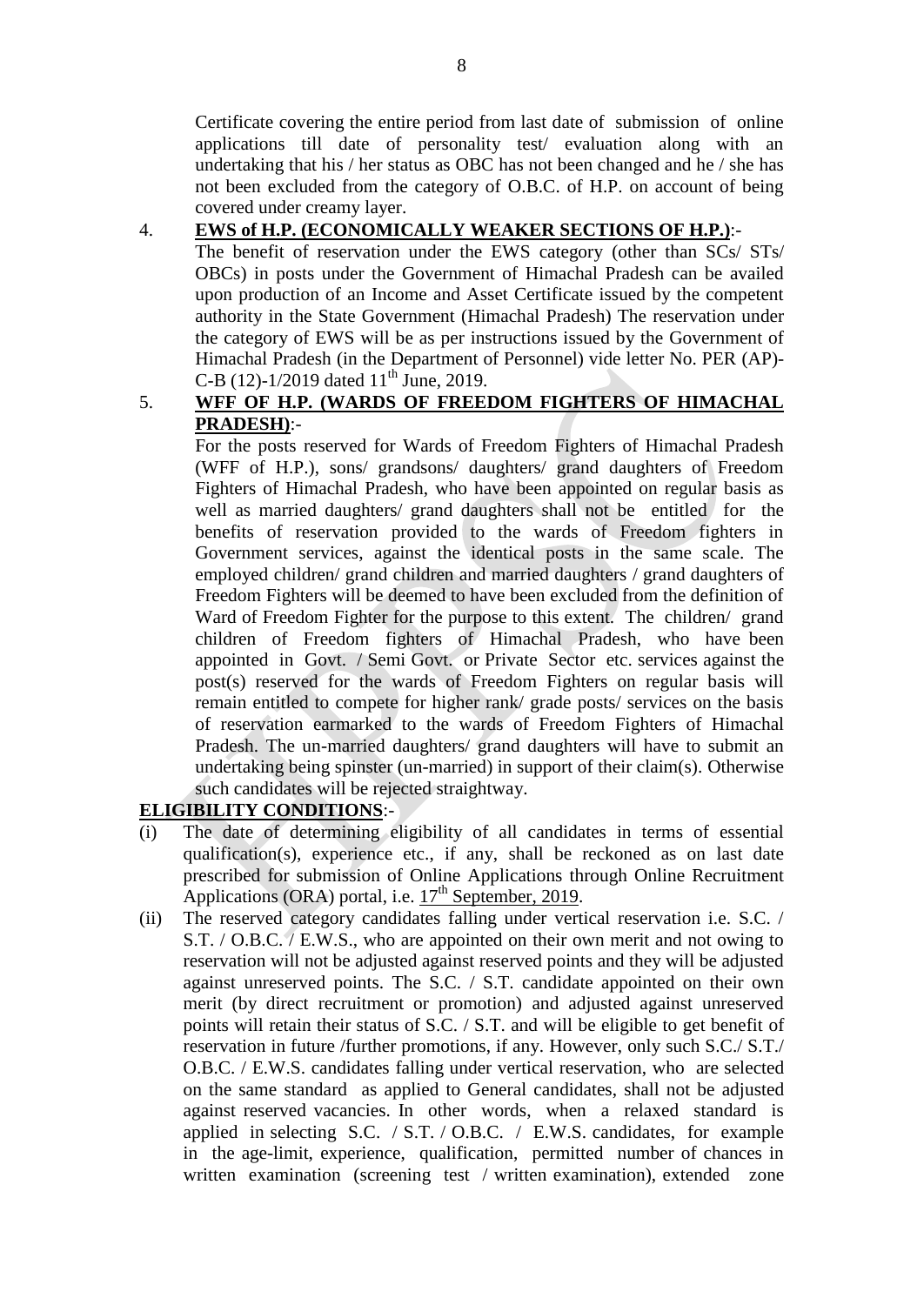Certificate covering the entire period from last date of submission of online applications till date of personality test/ evaluation along with an undertaking that his / her status as OBC has not been changed and he / she has not been excluded from the category of O.B.C. of H.P. on account of being covered under creamy layer.

4. **EWS of H.P. (ECONOMICALLY WEAKER SECTIONS OF H.P.)**:-
   The benefit of reservation under the EWS category (other than SCs/ STs/ OBCs) in posts under the Government of Himachal Pradesh can be availed upon production of an Income and Asset Certificate issued by the competent authority in the State Government (Himachal Pradesh) The reservation under the category of EWS will be as per instructions issued by the Government of Himachal Pradesh (in the Department of Personnel) vide letter No. PER (AP)-C-B (12)-1/2019 dated 11th June, 2019.

5. **WFF OF H.P. (WARDS OF FREEDOM FIGHTERS OF HIMACHAL PRADESH)**:-
   For the posts reserved for Wards of Freedom Fighters of Himachal Pradesh (WFF of H.P.), sons/ grandsons/ daughters/ grand daughters of Freedom Fighters of Himachal Pradesh, who have been appointed on regular basis as well as married daughters/ grand daughters shall not be entitled for the benefits of reservation provided to the wards of Freedom fighters in Government services, against the identical posts in the same scale. The employed children/ grand children and married daughters / grand daughters of Freedom Fighters will be deemed to have been excluded from the definition of Ward of Freedom Fighter for the purpose to this extent. The children/ grand children of Freedom fighters of Himachal Pradesh, who have been appointed in Govt. / Semi Govt. or Private Sector etc. services against the post(s) reserved for the wards of Freedom Fighters on regular basis will remain entitled to compete for higher rank/ grade posts/ services on the basis of reservation earmarked to the wards of Freedom Fighters of Himachal Pradesh. The un-married daughters/ grand daughters will have to submit an undertaking being spinster (un-married) in support of their claim(s). Otherwise such candidates will be rejected straightway.

**ELIGIBILITY CONDITIONS**:-

(i) The date of determining eligibility of all candidates in terms of essential qualification(s), experience etc., if any, shall be reckoned as on last date prescribed for submission of Online Applications through Online Recruitment Applications (ORA) portal, i.e. 17th September, 2019.

(ii) The reserved category candidates falling under vertical reservation i.e. S.C. / S.T. / O.B.C. / E.W.S., who are appointed on their own merit and not owing to reservation will not be adjusted against reserved points and they will be adjusted against unreserved points. The S.C. / S.T. candidate appointed on their own merit (by direct recruitment or promotion) and adjusted against unreserved points will retain their status of S.C. / S.T. and will be eligible to get benefit of reservation in future /further promotions, if any. However, only such S.C./ S.T./ O.B.C. / E.W.S. candidates falling under vertical reservation, who are selected on the same standard as applied to General candidates, shall not be adjusted against reserved vacancies. In other words, when a relaxed standard is applied in selecting S.C. / S.T. / O.B.C. / E.W.S. candidates, for example in the age-limit, experience, qualification, permitted number of chances in written examination (screening test / written examination), extended zone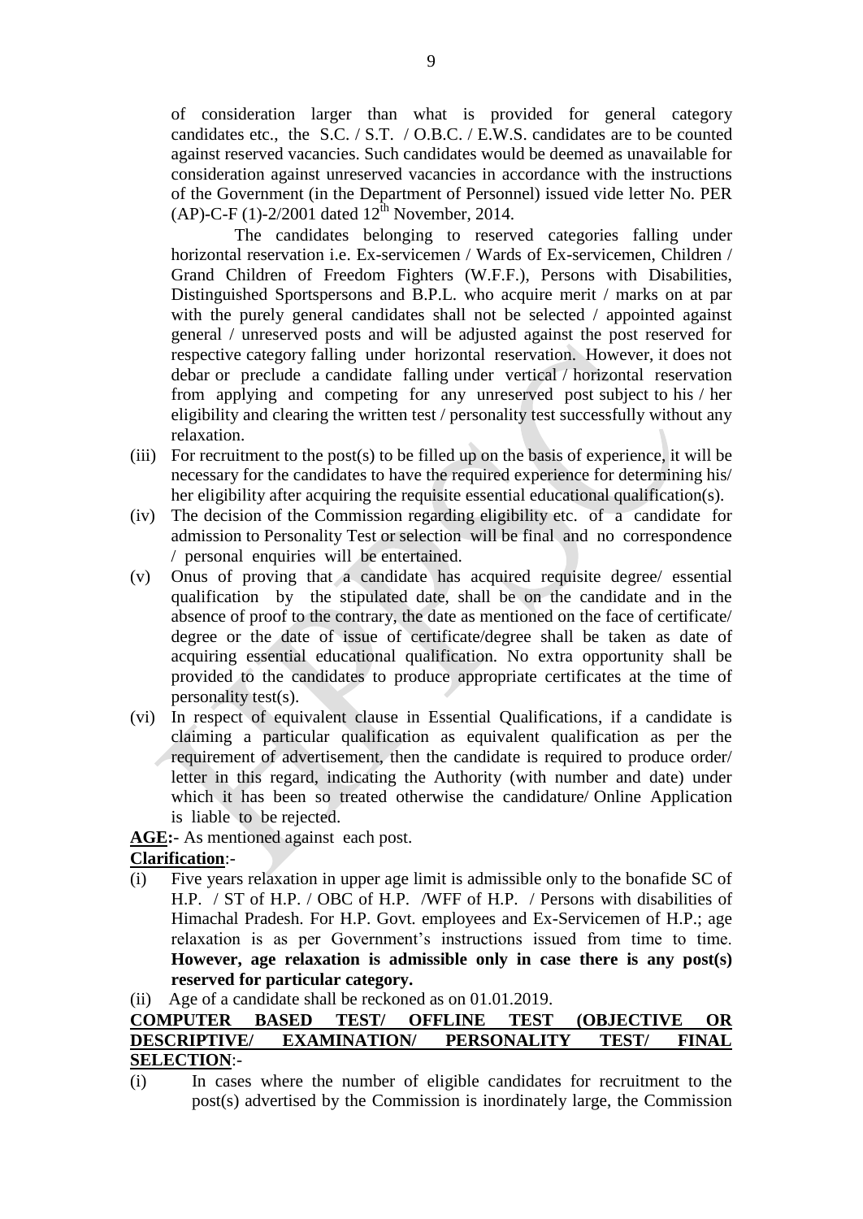of consideration larger than what is provided for general category candidates etc., the S.C. / S.T. / O.B.C. / E.W.S. candidates are to be counted against reserved vacancies. Such candidates would be deemed as unavailable for consideration against unreserved vacancies in accordance with the instructions of the Government (in the Department of Personnel) issued vide letter No. PER (AP)-C-F (1)-2/2001 dated 12th November, 2014.

The candidates belonging to reserved categories falling under horizontal reservation i.e. Ex-servicemen / Wards of Ex-servicemen, Children / Grand Children of Freedom Fighters (W.F.F.), Persons with Disabilities, Distinguished Sportspersons and B.P.L. who acquire merit / marks on at par with the purely general candidates shall not be selected / appointed against general / unreserved posts and will be adjusted against the post reserved for respective category falling under horizontal reservation. However, it does not debar or preclude a candidate falling under vertical / horizontal reservation from applying and competing for any unreserved post subject to his / her eligibility and clearing the written test / personality test successfully without any relaxation.

(iii) For recruitment to the post(s) to be filled up on the basis of experience, it will be necessary for the candidates to have the required experience for determining his/ her eligibility after acquiring the requisite essential educational qualification(s).

(iv) The decision of the Commission regarding eligibility etc. of a candidate for admission to Personality Test or selection will be final and no correspondence / personal enquiries will be entertained.

(v) Onus of proving that a candidate has acquired requisite degree/ essential qualification by the stipulated date, shall be on the candidate and in the absence of proof to the contrary, the date as mentioned on the face of certificate/ degree or the date of issue of certificate/degree shall be taken as date of acquiring essential educational qualification. No extra opportunity shall be provided to the candidates to produce appropriate certificates at the time of personality test(s).

(vi) In respect of equivalent clause in Essential Qualifications, if a candidate is claiming a particular qualification as equivalent qualification as per the requirement of advertisement, then the candidate is required to produce order/ letter in this regard, indicating the Authority (with number and date) under which it has been so treated otherwise the candidature/ Online Application is liable to be rejected.

**AGE:**- As mentioned against each post.

**Clarification**:-

(i) Five years relaxation in upper age limit is admissible only to the bonafide SC of H.P. / ST of H.P. / OBC of H.P. /WFF of H.P. / Persons with disabilities of Himachal Pradesh. For H.P. Govt. employees and Ex-Servicemen of H.P.; age relaxation is as per Government's instructions issued from time to time. **However, age relaxation is admissible only in case there is any post(s) reserved for particular category.**

(ii) Age of a candidate shall be reckoned as on 01.01.2019.

**COMPUTER BASED TEST/ OFFLINE TEST (OBJECTIVE OR DESCRIPTIVE/ EXAMINATION/ PERSONALITY TEST/ FINAL SELECTION**:-

(i) In cases where the number of eligible candidates for recruitment to the post(s) advertised by the Commission is inordinately large, the Commission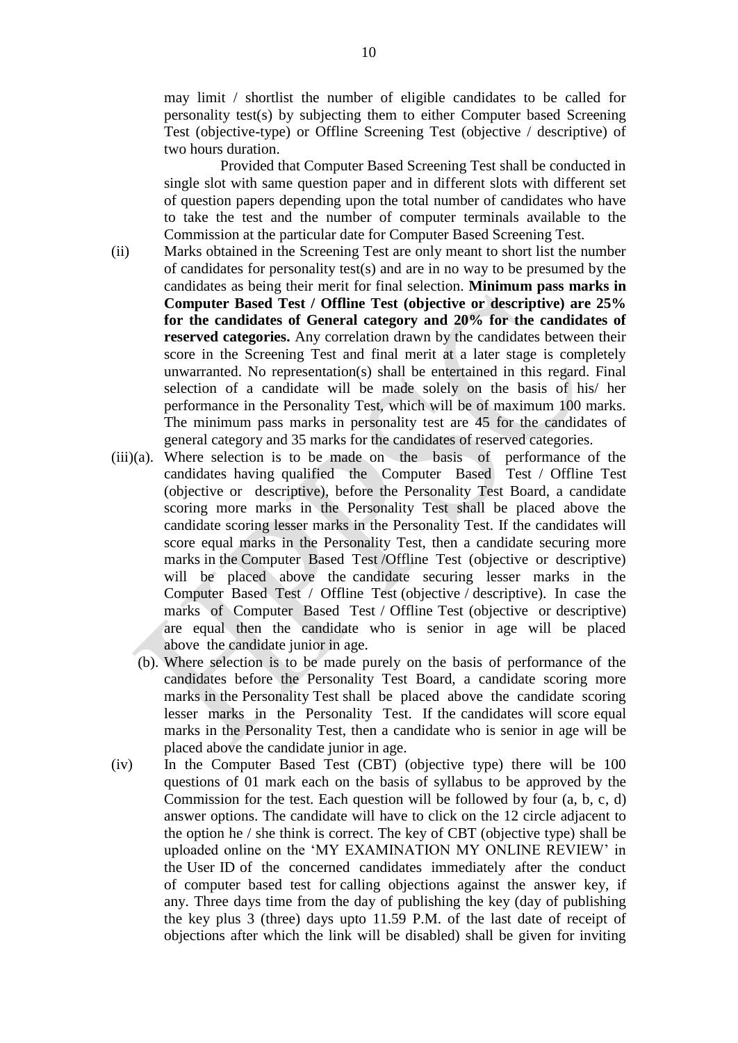may limit / shortlist the number of eligible candidates to be called for personality test(s) by subjecting them to either Computer based Screening Test (objective-type) or Offline Screening Test (objective / descriptive) of two hours duration.

Provided that Computer Based Screening Test shall be conducted in single slot with same question paper and in different slots with different set of question papers depending upon the total number of candidates who have to take the test and the number of computer terminals available to the Commission at the particular date for Computer Based Screening Test.

(ii) Marks obtained in the Screening Test are only meant to short list the number of candidates for personality test(s) and are in no way to be presumed by the candidates as being their merit for final selection. **Minimum pass marks in Computer Based Test / Offline Test (objective or descriptive) are 25% for the candidates of General category and 20% for the candidates of reserved categories.** Any correlation drawn by the candidates between their score in the Screening Test and final merit at a later stage is completely unwarranted. No representation(s) shall be entertained in this regard. Final selection of a candidate will be made solely on the basis of his/ her performance in the Personality Test, which will be of maximum 100 marks. The minimum pass marks in personality test are 45 for the candidates of general category and 35 marks for the candidates of reserved categories.

(iii)(a). Where selection is to be made on the basis of performance of the candidates having qualified the Computer Based Test / Offline Test (objective or descriptive), before the Personality Test Board, a candidate scoring more marks in the Personality Test shall be placed above the candidate scoring lesser marks in the Personality Test. If the candidates will score equal marks in the Personality Test, then a candidate securing more marks in the Computer Based Test /Offline Test (objective or descriptive) will be placed above the candidate securing lesser marks in the Computer Based Test / Offline Test (objective / descriptive). In case the marks of Computer Based Test / Offline Test (objective or descriptive) are equal then the candidate who is senior in age will be placed above the candidate junior in age.

(b). Where selection is to be made purely on the basis of performance of the candidates before the Personality Test Board, a candidate scoring more marks in the Personality Test shall be placed above the candidate scoring lesser marks in the Personality Test. If the candidates will score equal marks in the Personality Test, then a candidate who is senior in age will be placed above the candidate junior in age.

(iv) In the Computer Based Test (CBT) (objective type) there will be 100 questions of 01 mark each on the basis of syllabus to be approved by the Commission for the test. Each question will be followed by four (a, b, c, d) answer options. The candidate will have to click on the 12 circle adjacent to the option he / she think is correct. The key of CBT (objective type) shall be uploaded online on the 'MY EXAMINATION MY ONLINE REVIEW' in the User ID of the concerned candidates immediately after the conduct of computer based test for calling objections against the answer key, if any. Three days time from the day of publishing the key (day of publishing the key plus 3 (three) days upto 11.59 P.M. of the last date of receipt of objections after which the link will be disabled) shall be given for inviting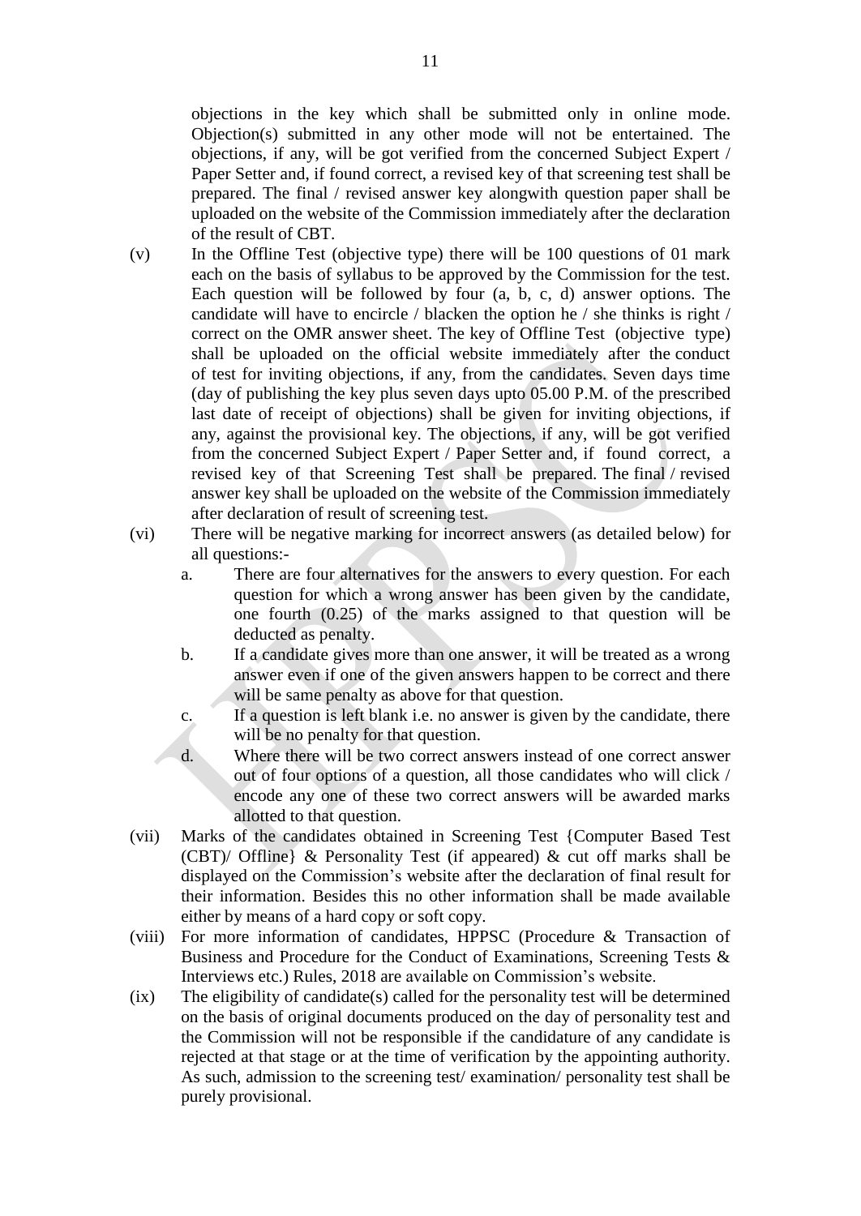objections in the key which shall be submitted only in online mode. Objection(s) submitted in any other mode will not be entertained. The objections, if any, will be got verified from the concerned Subject Expert / Paper Setter and, if found correct, a revised key of that screening test shall be prepared. The final / revised answer key alongwith question paper shall be uploaded on the website of the Commission immediately after the declaration of the result of CBT.

(v) In the Offline Test (objective type) there will be 100 questions of 01 mark each on the basis of syllabus to be approved by the Commission for the test. Each question will be followed by four (a, b, c, d) answer options. The candidate will have to encircle / blacken the option he / she thinks is right / correct on the OMR answer sheet. The key of Offline Test (objective type) shall be uploaded on the official website immediately after the conduct of test for inviting objections, if any, from the candidates. Seven days time (day of publishing the key plus seven days upto 05.00 P.M. of the prescribed last date of receipt of objections) shall be given for inviting objections, if any, against the provisional key. The objections, if any, will be got verified from the concerned Subject Expert / Paper Setter and, if found correct, a revised key of that Screening Test shall be prepared. The final / revised answer key shall be uploaded on the website of the Commission immediately after declaration of result of screening test.

(vi) There will be negative marking for incorrect answers (as detailed below) for all questions:-

   a. There are four alternatives for the answers to every question. For each question for which a wrong answer has been given by the candidate, one fourth (0.25) of the marks assigned to that question will be deducted as penalty.

   b. If a candidate gives more than one answer, it will be treated as a wrong answer even if one of the given answers happen to be correct and there will be same penalty as above for that question.

   c. If a question is left blank i.e. no answer is given by the candidate, there will be no penalty for that question.

   d. Where there will be two correct answers instead of one correct answer out of four options of a question, all those candidates who will click / encode any one of these two correct answers will be awarded marks allotted to that question.

(vii) Marks of the candidates obtained in Screening Test {Computer Based Test (CBT)/ Offline} & Personality Test (if appeared) & cut off marks shall be displayed on the Commission's website after the declaration of final result for their information. Besides this no other information shall be made available either by means of a hard copy or soft copy.

(viii) For more information of candidates, HPPSC (Procedure & Transaction of Business and Procedure for the Conduct of Examinations, Screening Tests & Interviews etc.) Rules, 2018 are available on Commission's website.

(ix) The eligibility of candidate(s) called for the personality test will be determined on the basis of original documents produced on the day of personality test and the Commission will not be responsible if the candidature of any candidate is rejected at that stage or at the time of verification by the appointing authority. As such, admission to the screening test/ examination/ personality test shall be purely provisional.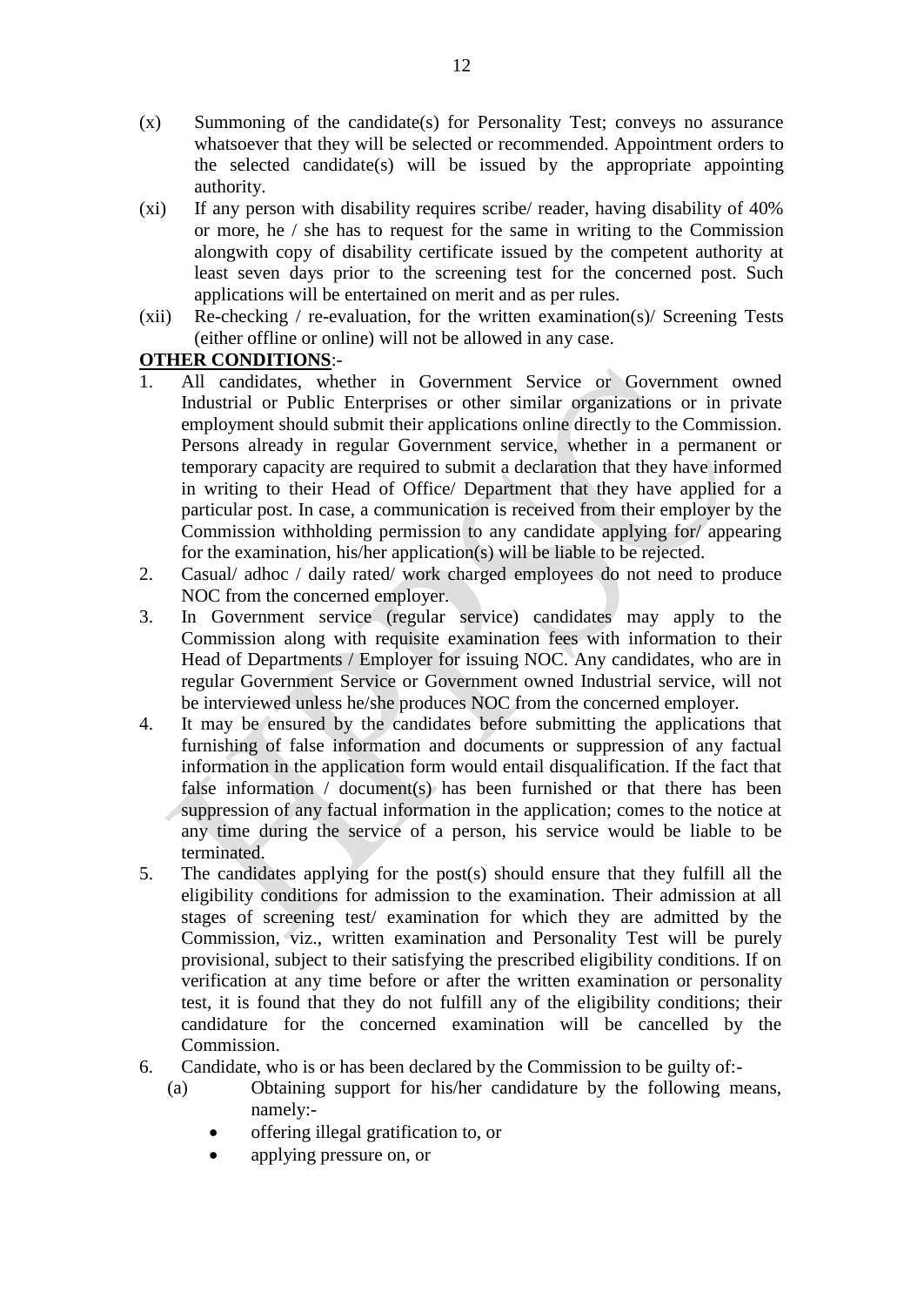(x) Summoning of the candidate(s) for Personality Test; conveys no assurance whatsoever that they will be selected or recommended. Appointment orders to the selected candidate(s) will be issued by the appropriate appointing authority.

(xi) If any person with disability requires scribe/ reader, having disability of 40% or more, he / she has to request for the same in writing to the Commission alongwith copy of disability certificate issued by the competent authority at least seven days prior to the screening test for the concerned post. Such applications will be entertained on merit and as per rules.

(xii) Re-checking / re-evaluation, for the written examination(s)/ Screening Tests (either offline or online) will not be allowed in any case.

**OTHER CONDITIONS**:-

1. All candidates, whether in Government Service or Government owned Industrial or Public Enterprises or other similar organizations or in private employment should submit their applications online directly to the Commission. Persons already in regular Government service, whether in a permanent or temporary capacity are required to submit a declaration that they have informed in writing to their Head of Office/ Department that they have applied for a particular post. In case, a communication is received from their employer by the Commission withholding permission to any candidate applying for/ appearing for the examination, his/her application(s) will be liable to be rejected.
2. Casual/ adhoc / daily rated/ work charged employees do not need to produce NOC from the concerned employer.
3. In Government service (regular service) candidates may apply to the Commission along with requisite examination fees with information to their Head of Departments / Employer for issuing NOC. Any candidates, who are in regular Government Service or Government owned Industrial service, will not be interviewed unless he/she produces NOC from the concerned employer.
4. It may be ensured by the candidates before submitting the applications that furnishing of false information and documents or suppression of any factual information in the application form would entail disqualification. If the fact that false information / document(s) has been furnished or that there has been suppression of any factual information in the application; comes to the notice at any time during the service of a person, his service would be liable to be terminated.
5. The candidates applying for the post(s) should ensure that they fulfill all the eligibility conditions for admission to the examination. Their admission at all stages of screening test/ examination for which they are admitted by the Commission, viz., written examination and Personality Test will be purely provisional, subject to their satisfying the prescribed eligibility conditions. If on verification at any time before or after the written examination or personality test, it is found that they do not fulfill any of the eligibility conditions; their candidature for the concerned examination will be cancelled by the Commission.
6. Candidate, who is or has been declared by the Commission to be guilty of:-
   (a) Obtaining support for his/her candidature by the following means, namely:-
      - offering illegal gratification to, or
      - applying pressure on, or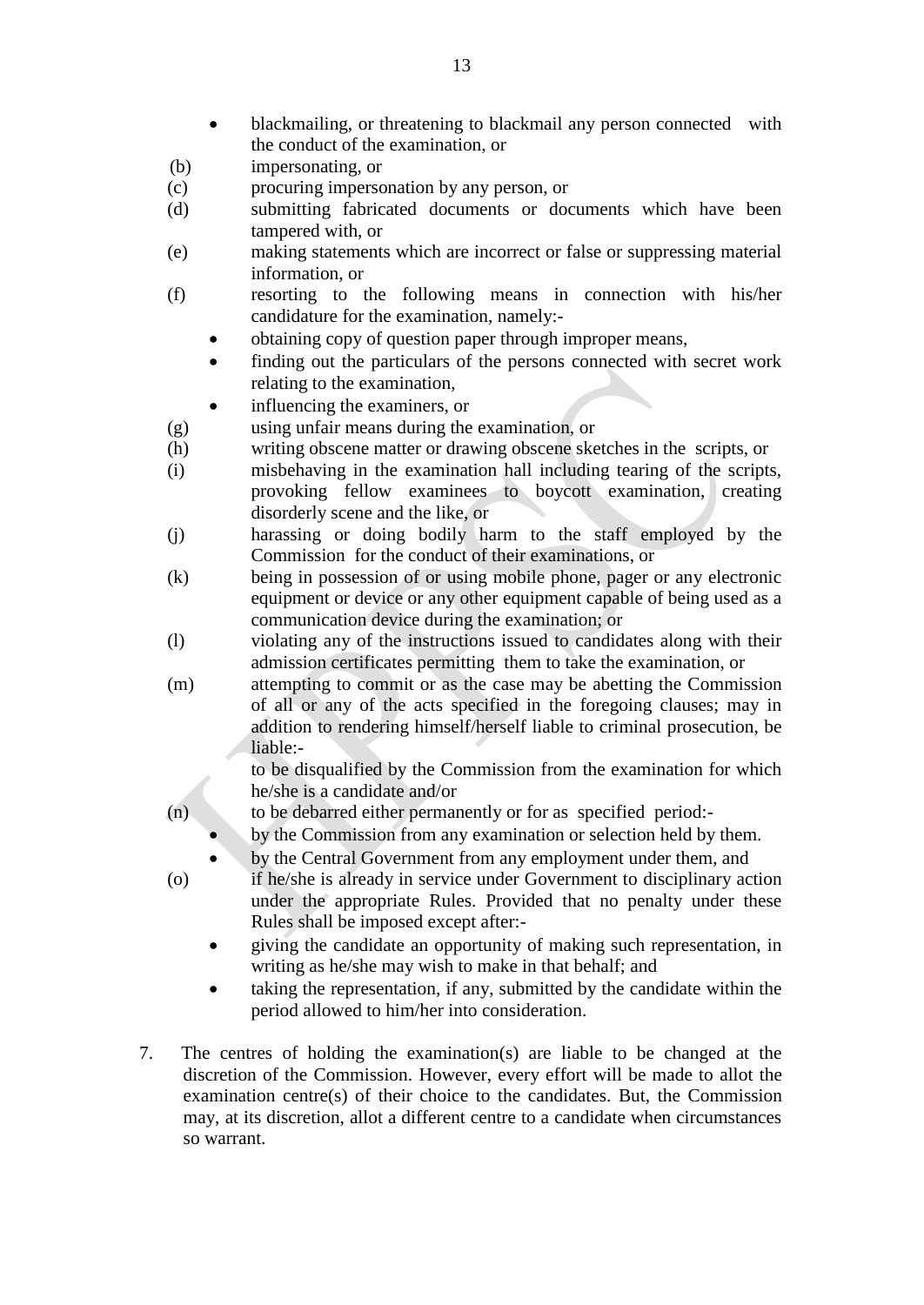- blackmailing, or threatening to blackmail any person connected with the conduct of the examination, or

(b) impersonating, or

(c) procuring impersonation by any person, or

(d) submitting fabricated documents or documents which have been tampered with, or

(e) making statements which are incorrect or false or suppressing material information, or

(f) resorting to the following means in connection with his/her candidature for the examination, namely:-

- obtaining copy of question paper through improper means,
- finding out the particulars of the persons connected with secret work relating to the examination,
- influencing the examiners, or

(g) using unfair means during the examination, or

(h) writing obscene matter or drawing obscene sketches in the scripts, or

(i) misbehaving in the examination hall including tearing of the scripts, provoking fellow examinees to boycott examination, creating disorderly scene and the like, or

(j) harassing or doing bodily harm to the staff employed by the Commission for the conduct of their examinations, or

(k) being in possession of or using mobile phone, pager or any electronic equipment or device or any other equipment capable of being used as a communication device during the examination; or

(l) violating any of the instructions issued to candidates along with their admission certificates permitting them to take the examination, or

(m) attempting to commit or as the case may be abetting the Commission of all or any of the acts specified in the foregoing clauses; may in addition to rendering himself/herself liable to criminal prosecution, be liable:-

to be disqualified by the Commission from the examination for which he/she is a candidate and/or

(n) to be debarred either permanently or for as specified period:-

- by the Commission from any examination or selection held by them.
- by the Central Government from any employment under them, and

(o) if he/she is already in service under Government to disciplinary action under the appropriate Rules. Provided that no penalty under these Rules shall be imposed except after:-

- giving the candidate an opportunity of making such representation, in writing as he/she may wish to make in that behalf; and
- taking the representation, if any, submitted by the candidate within the period allowed to him/her into consideration.

7. The centres of holding the examination(s) are liable to be changed at the discretion of the Commission. However, every effort will be made to allot the examination centre(s) of their choice to the candidates. But, the Commission may, at its discretion, allot a different centre to a candidate when circumstances so warrant.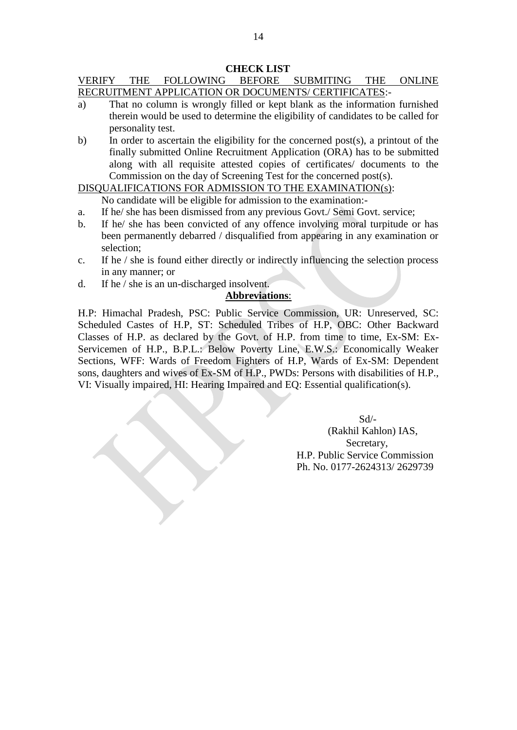## CHECK LIST

VERIFY THE FOLLOWING BEFORE SUBMITING THE ONLINE RECRUITMENT APPLICATION OR DOCUMENTS/ CERTIFICATES:-

a) That no column is wrongly filled or kept blank as the information furnished therein would be used to determine the eligibility of candidates to be called for personality test.

b) In order to ascertain the eligibility for the concerned post(s), a printout of the finally submitted Online Recruitment Application (ORA) has to be submitted along with all requisite attested copies of certificates/ documents to the Commission on the day of Screening Test for the concerned post(s).

DISQUALIFICATIONS FOR ADMISSION TO THE EXAMINATION(s):

No candidate will be eligible for admission to the examination:-

a. If he/ she has been dismissed from any previous Govt./ Semi Govt. service;

b. If he/ she has been convicted of any offence involving moral turpitude or has been permanently debarred / disqualified from appearing in any examination or selection;

c. If he / she is found either directly or indirectly influencing the selection process in any manner; or

d. If he / she is an un-discharged insolvent.

**Abbreviations**:

H.P: Himachal Pradesh, PSC: Public Service Commission, UR: Unreserved, SC: Scheduled Castes of H.P, ST: Scheduled Tribes of H.P, OBC: Other Backward Classes of H.P. as declared by the Govt. of H.P. from time to time, Ex-SM: Ex-Servicemen of H.P., B.P.L.: Below Poverty Line, E.W.S.: Economically Weaker Sections, WFF: Wards of Freedom Fighters of H.P, Wards of Ex-SM: Dependent sons, daughters and wives of Ex-SM of H.P., PWDs: Persons with disabilities of H.P., VI: Visually impaired, HI: Hearing Impaired and EQ: Essential qualification(s).

Sd/-
(Rakhil Kahlon) IAS,
Secretary,
H.P. Public Service Commission
Ph. No. 0177-2624313/ 2629739